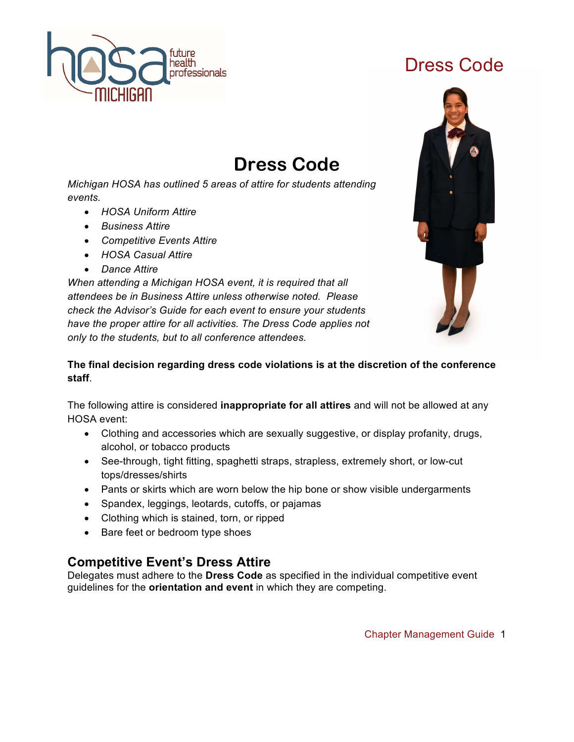# Dress Code

## Dress Code

*Michigan HOSA has outlined 5 areas of attire for students attending events.*

- *HOSA Uniform Attire*
- *Business Attire*
- *Competitive Events Attire*
- *HOSA Casual Attire*
- *Dance Attire*

*When attending a Michigan HOSA event, it is required that all attendees be in Business Attire unless otherwise noted. Please check the Advisor's Guide for each event to ensure your students have the proper attire for all activities. The Dress Code applies not only to the students, but to all conference attendees.*

**The final decision regarding dress code violations is at the discretion of the conference staff**.

The following attire is considered **inappropriate for all attires** and will not be allowed at any HOSA event:

- Clothing and accessories which are sexually suggestive, or display profanity, drugs, alcohol, or tobacco products
- See-through, tight fitting, spaghetti straps, strapless, extremely short, or low-cut tops/dresses/shirts
- Pants or skirts which are worn below the hip bone or show visible undergarments
- Spandex, leggings, leotards, cutoffs, or pajamas
- Clothing which is stained, torn, or ripped
- Bare feet or bedroom type shoes

### Competitive Event's Dress Attire

Delegates must adhere to the **Dress Code** as specified in the individual competitive event guidelines for the **orientation and event** in which they are competing.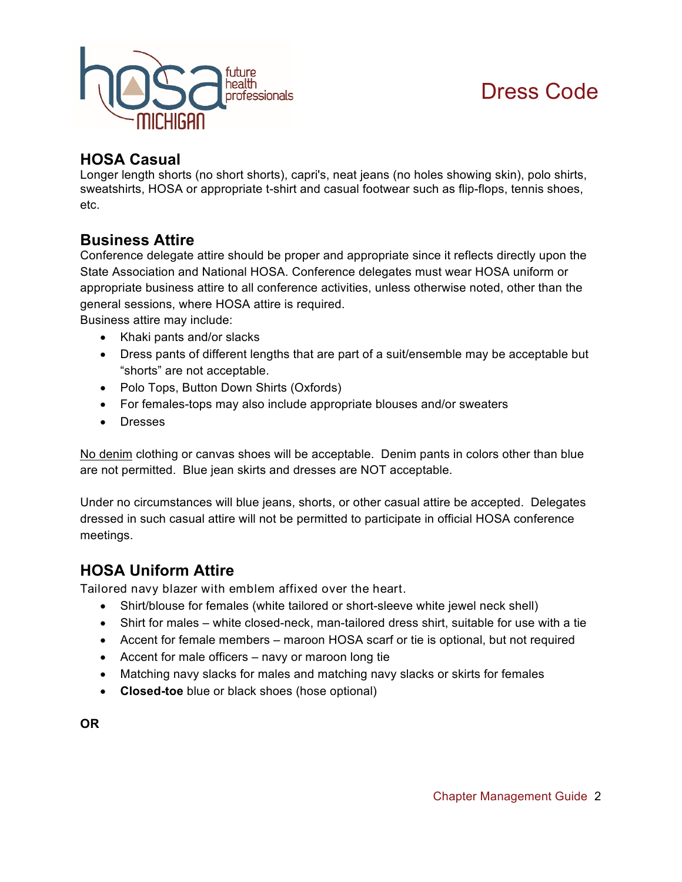# Dress Code

## HOSA Casual

Longer length shorts (no short shorts), capri's, neat jeans (no holes showing skin), polo shirts, sweatshirts, HOSA or appropriate t-shirt and casual footwear such as flip-flops, tennis shoes, etc.

## Business Attire

Conference delegate attire should be proper and appropriate since it reflects directly upon the State Association and National HOSA. Conference delegates must wear HOSA uniform or appropriate business attire to all conference activities, unless otherwise noted, other than the general sessions, where HOSA attire is required.

Business attire may include:

- Khaki pants and/or slacks
- Dress pants of different lengths that are part of a suit/ensemble may be acceptable but "shorts" are not acceptable.
- Polo Tops, Button Down Shirts (Oxfords)
- For females-tops may also include appropriate blouses and/or sweaters
- Dresses

No denim clothing or canvas shoes will be acceptable. Denim pants in colors other than blue are not permitted. Blue jean skirts and dresses are NOT acceptable.

Under no circumstances will blue jeans, shorts, or other casual attire be accepted. Delegates dressed in such casual attire will not be permitted to participate in official HOSA conference meetings.

## HOSA Uniform Attire

Tailored navy blazer with emblem affixed over the heart.

- Shirt/blouse for females (white tailored or short-sleeve white jewel neck shell)
- Shirt for males – white closed-neck, man-tailored dress shirt, suitable for use with a tie
- Accent for female members – maroon HOSA scarf or tie is optional, but not required
- Accent for male officers – navy or maroon long tie
- Matching navy slacks for males and matching navy slacks or skirts for females
- **Closed-toe** blue or black shoes (hose optional)

**OR**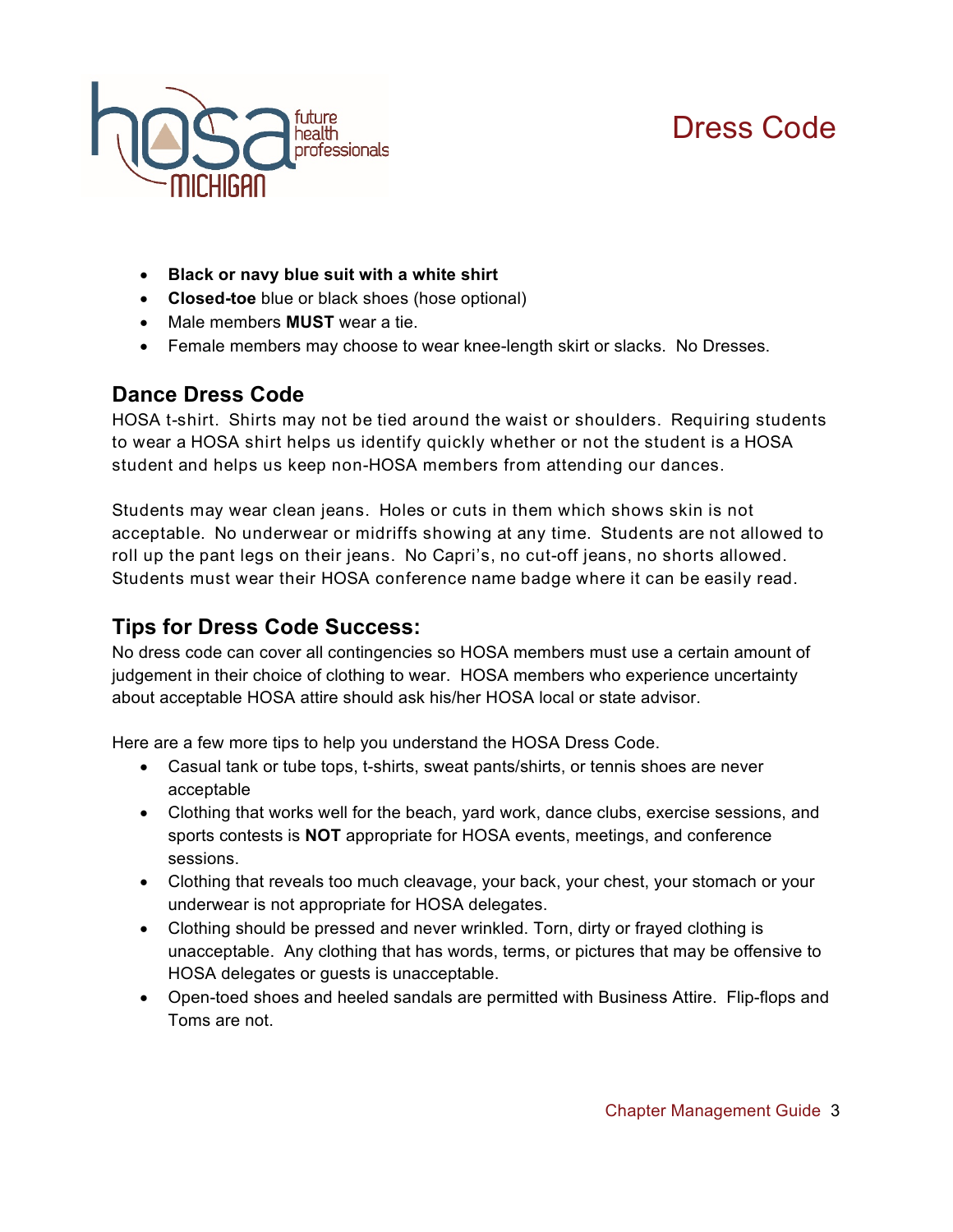# Dress Code

- **Black or navy blue suit with a white shirt**
- **Closed-toe** blue or black shoes (hose optional)
- Male members **MUST** wear a tie.
- Female members may choose to wear knee-length skirt or slacks. No Dresses.

## Dance Dress Code

HOSA t-shirt. Shirts may not be tied around the waist or shoulders. Requiring students to wear a HOSA shirt helps us identify quickly whether or not the student is a HOSA student and helps us keep non-HOSA members from attending our dances.

Students may wear clean jeans. Holes or cuts in them which shows skin is not acceptable. No underwear or midriffs showing at any time. Students are not allowed to roll up the pant legs on their jeans. No Capri's, no cut-off jeans, no shorts allowed. Students must wear their HOSA conference name badge where it can be easily read.

## Tips for Dress Code Success:

No dress code can cover all contingencies so HOSA members must use a certain amount of judgement in their choice of clothing to wear. HOSA members who experience uncertainty about acceptable HOSA attire should ask his/her HOSA local or state advisor.

Here are a few more tips to help you understand the HOSA Dress Code.

- Casual tank or tube tops, t-shirts, sweat pants/shirts, or tennis shoes are never acceptable
- Clothing that works well for the beach, yard work, dance clubs, exercise sessions, and sports contests is **NOT** appropriate for HOSA events, meetings, and conference sessions.
- Clothing that reveals too much cleavage, your back, your chest, your stomach or your underwear is not appropriate for HOSA delegates.
- Clothing should be pressed and never wrinkled. Torn, dirty or frayed clothing is unacceptable. Any clothing that has words, terms, or pictures that may be offensive to HOSA delegates or guests is unacceptable.
- Open-toed shoes and heeled sandals are permitted with Business Attire. Flip-flops and Toms are not.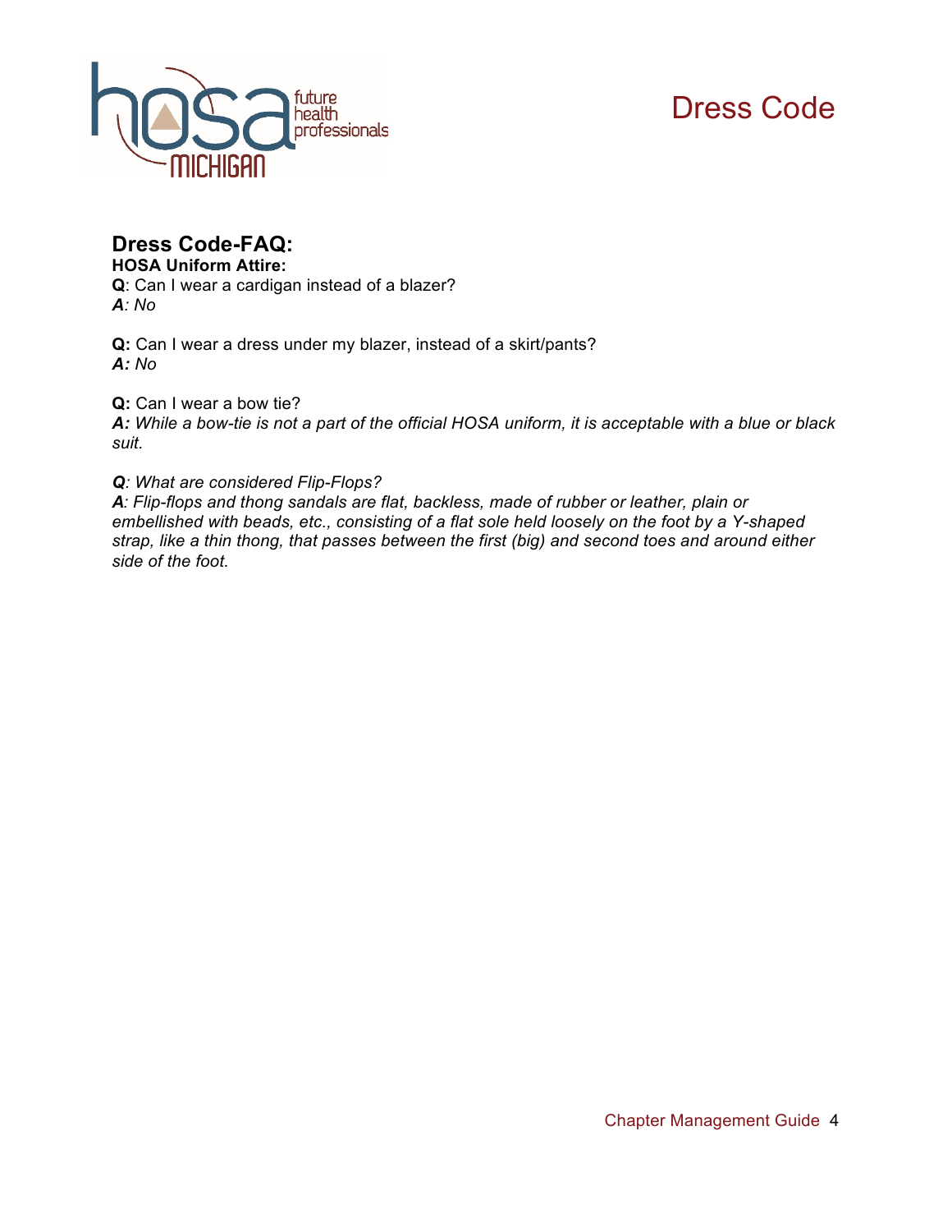# Dress Code

## Dress Code-FAQ:

**HOSA Uniform Attire:**

**Q**: Can I wear a cardigan instead of a blazer?
***A****: No*

**Q:** Can I wear a dress under my blazer, instead of a skirt/pants?
***A:*** *No*

**Q:** Can I wear a bow tie?
***A:*** *While a bow-tie is not a part of the official HOSA uniform, it is acceptable with a blue or black suit.*

***Q****: What are considered Flip-Flops?*
***A****: Flip-flops and thong sandals are flat, backless, made of rubber or leather, plain or embellished with beads, etc., consisting of a flat sole held loosely on the foot by a Y-shaped strap, like a thin thong, that passes between the first (big) and second toes and around either side of the foot.*